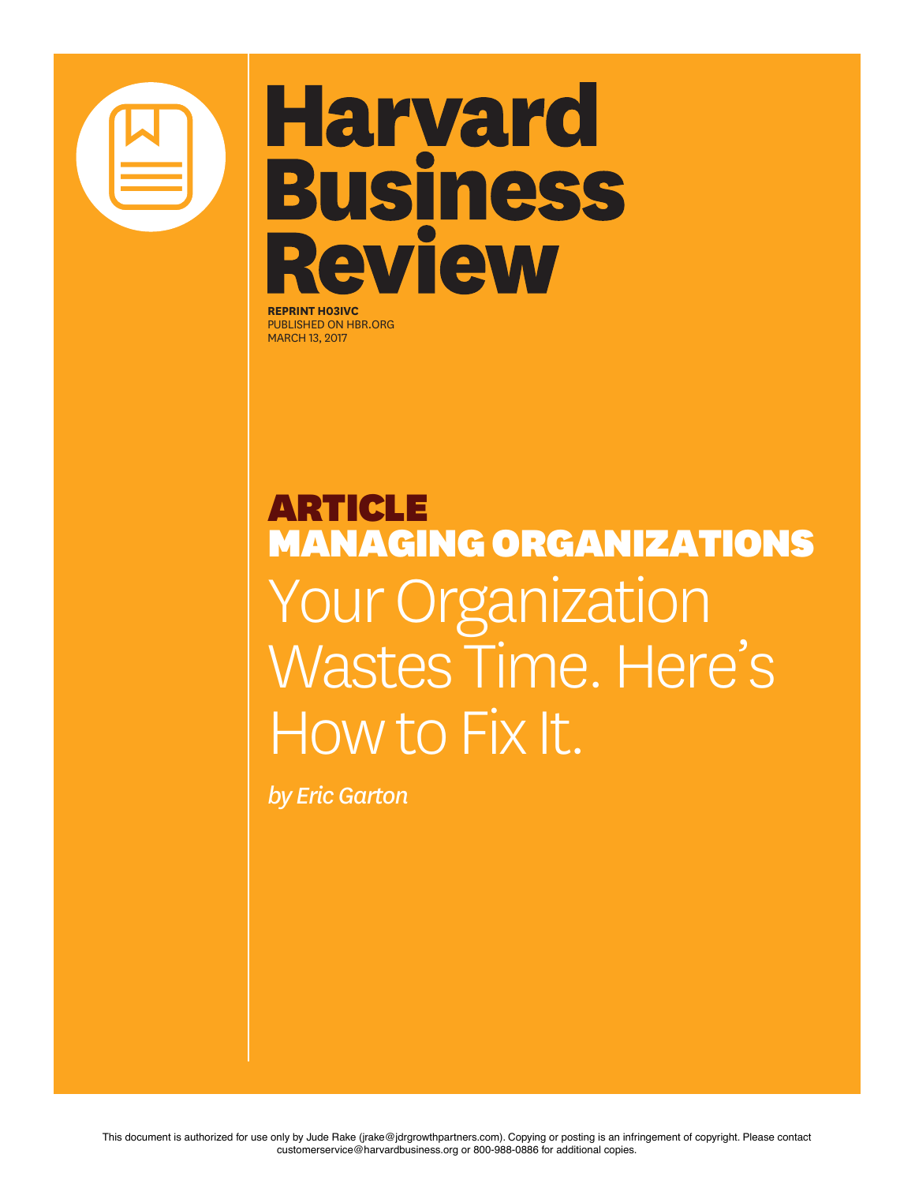# Harvard Business Review

**REPRINT H03IVC**
PUBLISHED ON HBR.ORG
MARCH 13, 2017

## ARTICLE
## MANAGING ORGANIZATIONS

# Your Organization Wastes Time. Here's How to Fix It.

*by Eric Garton*

This document is authorized for use only by Jude Rake (jrake@jdrgrowthpartners.com). Copying or posting is an infringement of copyright. Please contact customerservice@harvardbusiness.org or 800-988-0886 for additional copies.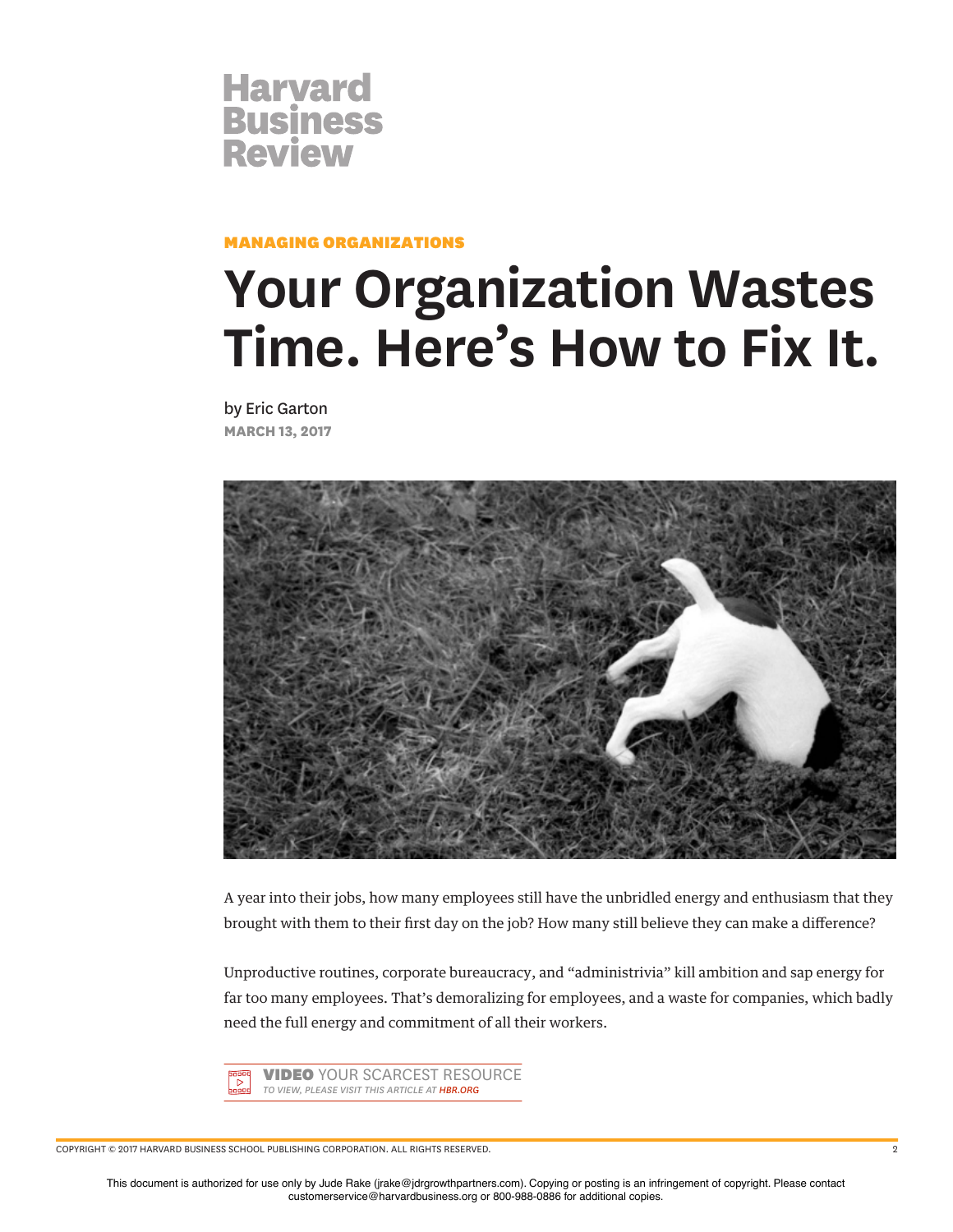# Harvard Business Review

MANAGING ORGANIZATIONS

# Your Organization Wastes Time. Here's How to Fix It.

by Eric Garton

MARCH 13, 2017

A year into their jobs, how many employees still have the unbridled energy and enthusiasm that they brought with them to their first day on the job? How many still believe they can make a difference?

Unproductive routines, corporate bureaucracy, and "administrivia" kill ambition and sap energy for far too many employees. That's demoralizing for employees, and a waste for companies, which badly need the full energy and commitment of all their workers.

**VIDEO** YOUR SCARCEST RESOURCE
*TO VIEW, PLEASE VISIT THIS ARTICLE AT HBR.ORG*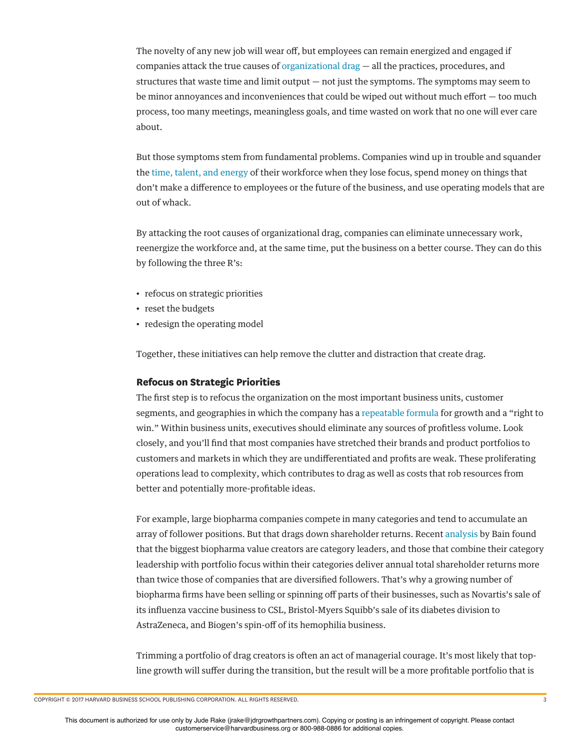The novelty of any new job will wear off, but employees can remain energized and engaged if companies attack the true causes of organizational drag — all the practices, procedures, and structures that waste time and limit output — not just the symptoms. The symptoms may seem to be minor annoyances and inconveniences that could be wiped out without much effort — too much process, too many meetings, meaningless goals, and time wasted on work that no one will ever care about.

But those symptoms stem from fundamental problems. Companies wind up in trouble and squander the time, talent, and energy of their workforce when they lose focus, spend money on things that don't make a difference to employees or the future of the business, and use operating models that are out of whack.

By attacking the root causes of organizational drag, companies can eliminate unnecessary work, reenergize the workforce and, at the same time, put the business on a better course. They can do this by following the three R's:

- refocus on strategic priorities
- reset the budgets
- redesign the operating model

Together, these initiatives can help remove the clutter and distraction that create drag.

### Refocus on Strategic Priorities

The first step is to refocus the organization on the most important business units, customer segments, and geographies in which the company has a repeatable formula for growth and a "right to win." Within business units, executives should eliminate any sources of profitless volume. Look closely, and you'll find that most companies have stretched their brands and product portfolios to customers and markets in which they are undifferentiated and profits are weak. These proliferating operations lead to complexity, which contributes to drag as well as costs that rob resources from better and potentially more-profitable ideas.

For example, large biopharma companies compete in many categories and tend to accumulate an array of follower positions. But that drags down shareholder returns. Recent analysis by Bain found that the biggest biopharma value creators are category leaders, and those that combine their category leadership with portfolio focus within their categories deliver annual total shareholder returns more than twice those of companies that are diversified followers. That's why a growing number of biopharma firms have been selling or spinning off parts of their businesses, such as Novartis's sale of its influenza vaccine business to CSL, Bristol-Myers Squibb's sale of its diabetes division to AstraZeneca, and Biogen's spin-off of its hemophilia business.

Trimming a portfolio of drag creators is often an act of managerial courage. It's most likely that top-line growth will suffer during the transition, but the result will be a more profitable portfolio that is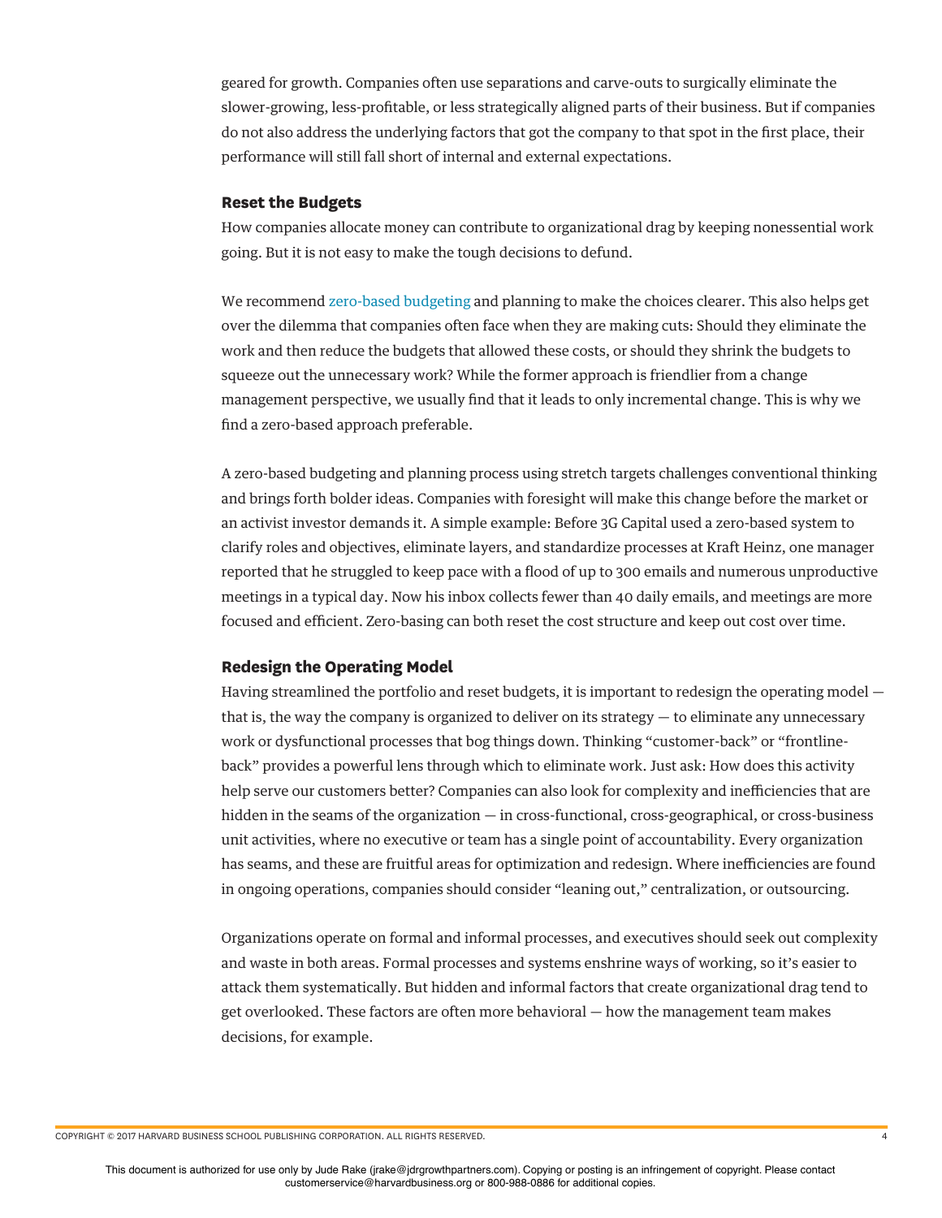geared for growth. Companies often use separations and carve-outs to surgically eliminate the slower-growing, less-profitable, or less strategically aligned parts of their business. But if companies do not also address the underlying factors that got the company to that spot in the first place, their performance will still fall short of internal and external expectations.

### Reset the Budgets

How companies allocate money can contribute to organizational drag by keeping nonessential work going. But it is not easy to make the tough decisions to defund.

We recommend zero-based budgeting and planning to make the choices clearer. This also helps get over the dilemma that companies often face when they are making cuts: Should they eliminate the work and then reduce the budgets that allowed these costs, or should they shrink the budgets to squeeze out the unnecessary work? While the former approach is friendlier from a change management perspective, we usually find that it leads to only incremental change. This is why we find a zero-based approach preferable.

A zero-based budgeting and planning process using stretch targets challenges conventional thinking and brings forth bolder ideas. Companies with foresight will make this change before the market or an activist investor demands it. A simple example: Before 3G Capital used a zero-based system to clarify roles and objectives, eliminate layers, and standardize processes at Kraft Heinz, one manager reported that he struggled to keep pace with a flood of up to 300 emails and numerous unproductive meetings in a typical day. Now his inbox collects fewer than 40 daily emails, and meetings are more focused and efficient. Zero-basing can both reset the cost structure and keep out cost over time.

### Redesign the Operating Model

Having streamlined the portfolio and reset budgets, it is important to redesign the operating model — that is, the way the company is organized to deliver on its strategy — to eliminate any unnecessary work or dysfunctional processes that bog things down. Thinking "customer-back" or "frontline-back" provides a powerful lens through which to eliminate work. Just ask: How does this activity help serve our customers better? Companies can also look for complexity and inefficiencies that are hidden in the seams of the organization — in cross-functional, cross-geographical, or cross-business unit activities, where no executive or team has a single point of accountability. Every organization has seams, and these are fruitful areas for optimization and redesign. Where inefficiencies are found in ongoing operations, companies should consider "leaning out," centralization, or outsourcing.

Organizations operate on formal and informal processes, and executives should seek out complexity and waste in both areas. Formal processes and systems enshrine ways of working, so it's easier to attack them systematically. But hidden and informal factors that create organizational drag tend to get overlooked. These factors are often more behavioral — how the management team makes decisions, for example.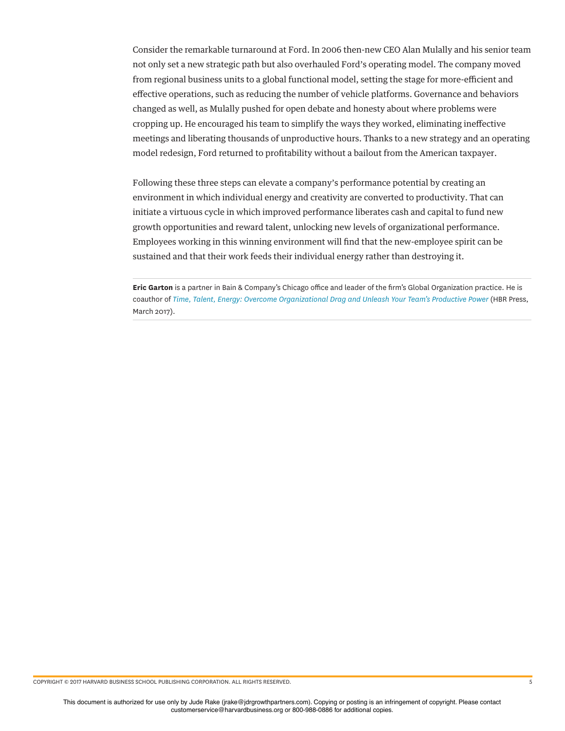Consider the remarkable turnaround at Ford. In 2006 then-new CEO Alan Mulally and his senior team not only set a new strategic path but also overhauled Ford's operating model. The company moved from regional business units to a global functional model, setting the stage for more-efficient and effective operations, such as reducing the number of vehicle platforms. Governance and behaviors changed as well, as Mulally pushed for open debate and honesty about where problems were cropping up. He encouraged his team to simplify the ways they worked, eliminating ineffective meetings and liberating thousands of unproductive hours. Thanks to a new strategy and an operating model redesign, Ford returned to profitability without a bailout from the American taxpayer.

Following these three steps can elevate a company's performance potential by creating an environment in which individual energy and creativity are converted to productivity. That can initiate a virtuous cycle in which improved performance liberates cash and capital to fund new growth opportunities and reward talent, unlocking new levels of organizational performance. Employees working in this winning environment will find that the new-employee spirit can be sustained and that their work feeds their individual energy rather than destroying it.

---

**Eric Garton** is a partner in Bain & Company's Chicago office and leader of the firm's Global Organization practice. He is coauthor of *Time, Talent, Energy: Overcome Organizational Drag and Unleash Your Team's Productive Power* (HBR Press, March 2017).

---

COPYRIGHT © 2017 HARVARD BUSINESS SCHOOL PUBLISHING CORPORATION. ALL RIGHTS RESERVED.

This document is authorized for use only by Jude Rake (jrake@jdrgrowthpartners.com). Copying or posting is an infringement of copyright. Please contact customerservice@harvardbusiness.org or 800-988-0886 for additional copies.